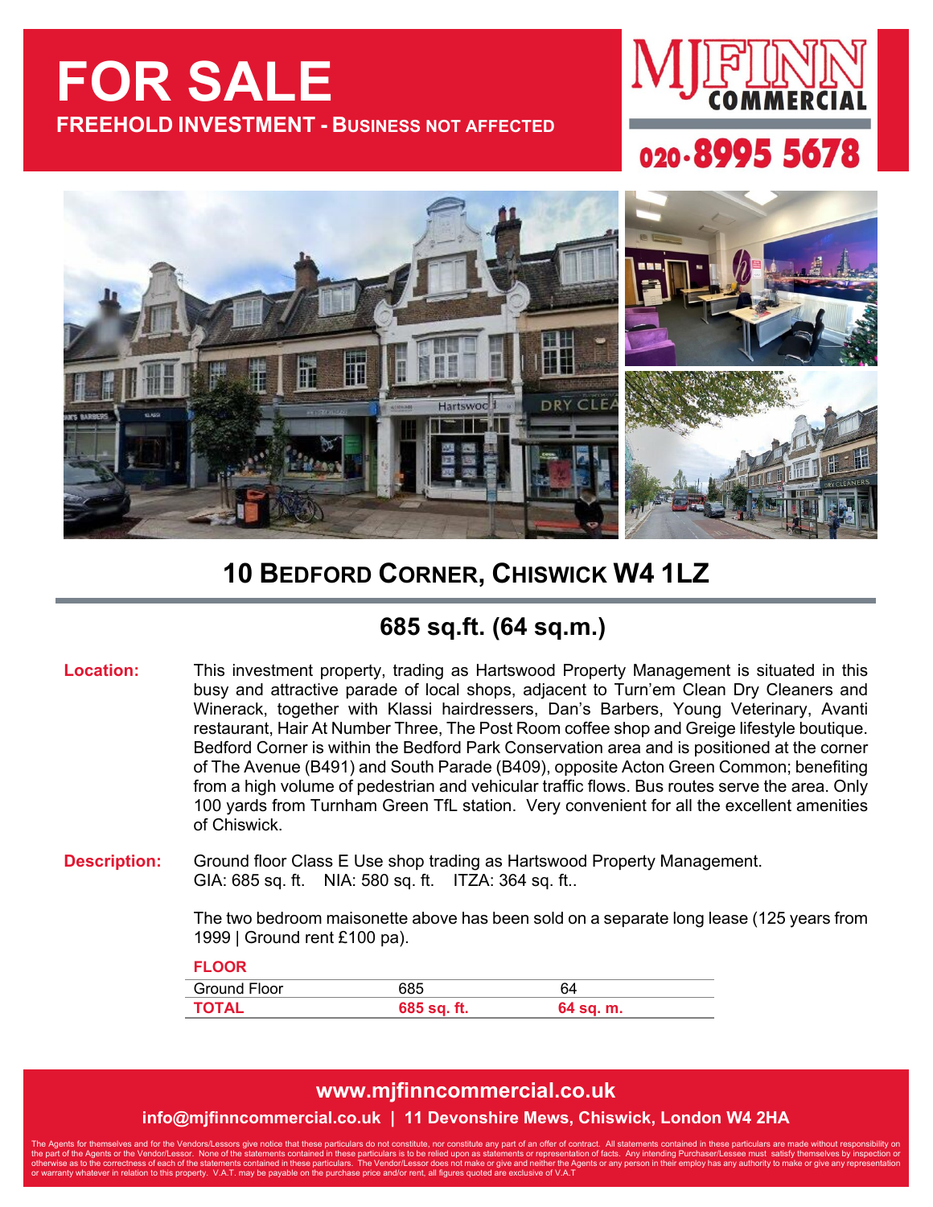# FOR SALE

**FREEHOLD INVESTMENT - BUSINESS NOT AFFECTED**

MJFINN COMMERCIAL

020-8995 5678

## 10 BEDFORD CORNER, CHISWICK W4 1LZ

### 685 sq.ft. (64 sq.m.)

**Location:** This investment property, trading as Hartswood Property Management is situated in this busy and attractive parade of local shops, adjacent to Turn'em Clean Dry Cleaners and Winerack, together with Klassi hairdressers, Dan's Barbers, Young Veterinary, Avanti restaurant, Hair At Number Three, The Post Room coffee shop and Greige lifestyle boutique. Bedford Corner is within the Bedford Park Conservation area and is positioned at the corner of The Avenue (B491) and South Parade (B409), opposite Acton Green Common; benefiting from a high volume of pedestrian and vehicular traffic flows. Bus routes serve the area. Only 100 yards from Turnham Green TfL station. Very convenient for all the excellent amenities of Chiswick.

**Description:** Ground floor Class E Use shop trading as Hartswood Property Management.
GIA: 685 sq. ft. NIA: 580 sq. ft. ITZA: 364 sq. ft..

The two bedroom maisonette above has been sold on a separate long lease (125 years from 1999 | Ground rent £100 pa).

| FLOOR | | |
|---|---|---|
| Ground Floor | 685 | 64 |
| **TOTAL** | **685 sq. ft.** | **64 sq. m.** |

**www.mjfinncommercial.co.uk**

**info@mjfinncommercial.co.uk | 11 Devonshire Mews, Chiswick, London W4 2HA**

The Agents for themselves and for the Vendors/Lessors give notice that these particulars do not constitute, nor constitute any part of an offer of contract. All statements contained in these particulars are made without responsibility on the part of the Agents or the Vendor/Lessor. None of the statements contained in these particulars is to be relied upon as statements or representation of facts. Any intending Purchaser/Lessee must satisfy themselves by inspection or otherwise as to the correctness of each of the statements contained in these particulars. The Vendor/Lessor does not make or give and neither the Agents or any person in their employ has any authority to make or give any representation or warranty whatever in relation to this property. V.A.T. may be payable on the purchase price and/or rent, all figures quoted are exclusive of V.A.T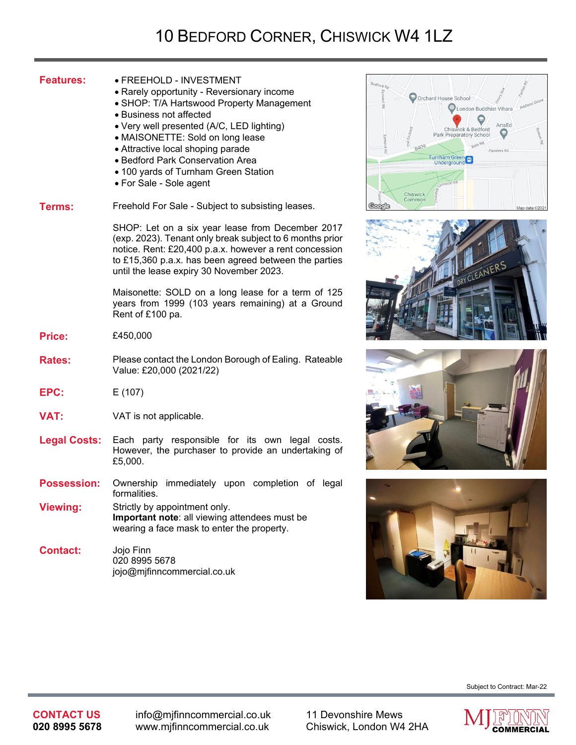# 10 Bedford Corner, Chiswick W4 1LZ

**Features:**

- FREEHOLD - INVESTMENT
- Rarely opportunity - Reversionary income
- SHOP: T/A Hartswood Property Management
- Business not affected
- Very well presented (A/C, LED lighting)
- MAISONETTE: Sold on long lease
- Attractive local shoping parade
- Bedford Park Conservation Area
- 100 yards of Turnham Green Station
- For Sale - Sole agent

**Terms:** Freehold For Sale - Subject to subsisting leases.

SHOP: Let on a six year lease from December 2017 (exp. 2023). Tenant only break subject to 6 months prior notice. Rent: £20,400 p.a.x. however a rent concession to £15,360 p.a.x. has been agreed between the parties until the lease expiry 30 November 2023.

Maisonette: SOLD on a long lease for a term of 125 years from 1999 (103 years remaining) at a Ground Rent of £100 pa.

**Price:** £450,000

**Rates:** Please contact the London Borough of Ealing. Rateable Value: £20,000 (2021/22)

**EPC:** E (107)

**VAT:** VAT is not applicable.

**Legal Costs:** Each party responsible for its own legal costs. However, the purchaser to provide an undertaking of £5,000.

**Possession:** Ownership immediately upon completion of legal formalities.

**Viewing:** Strictly by appointment only.
**Important note**: all viewing attendees must be wearing a face mask to enter the property.

**Contact:** Jojo Finn
020 8995 5678
jojo@mjfinncommercial.co.uk

Subject to Contract: Mar-22

**CONTACT US**
**020 8995 5678**

info@mjfinncommercial.co.uk
www.mjfinncommercial.co.uk

11 Devonshire Mews
Chiswick, London W4 2HA

MJ FINN COMMERCIAL